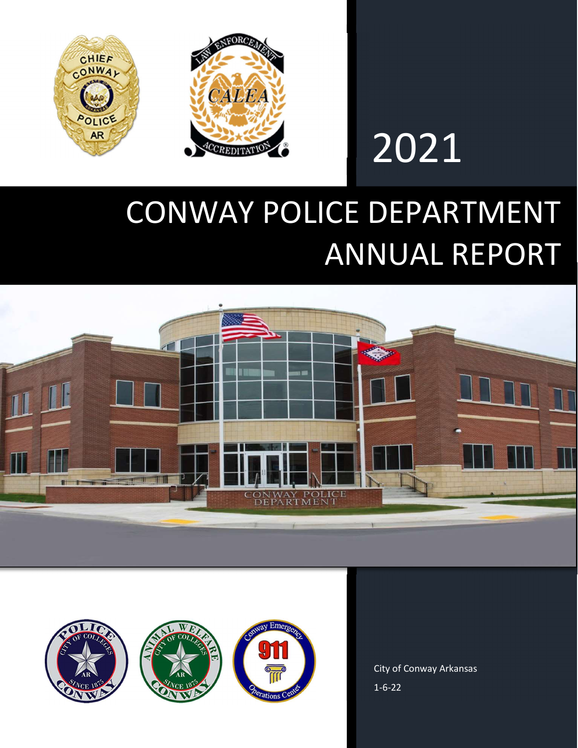# 2021

# CONWAY POLICE DEPARTMENT ANNUAL REPORT

City of Conway Arkansas

1-6-22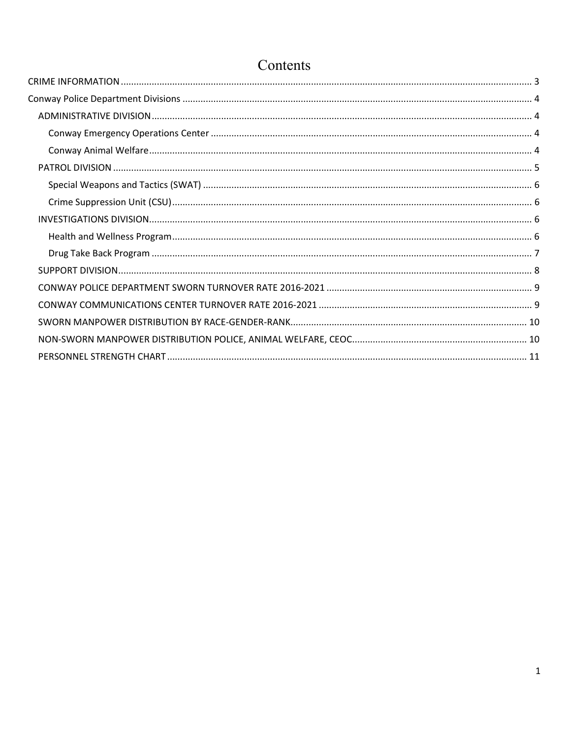# Contents

- CRIME INFORMATION ..... 3
- Conway Police Department Divisions ..... 4
  - ADMINISTRATIVE DIVISION ..... 4
    - Conway Emergency Operations Center ..... 4
    - Conway Animal Welfare ..... 4
  - PATROL DIVISION ..... 5
    - Special Weapons and Tactics (SWAT) ..... 6
    - Crime Suppression Unit (CSU) ..... 6
  - INVESTIGATIONS DIVISION ..... 6
    - Health and Wellness Program ..... 6
    - Drug Take Back Program ..... 7
  - SUPPORT DIVISION ..... 8
  - CONWAY POLICE DEPARTMENT SWORN TURNOVER RATE 2016-2021 ..... 9
  - CONWAY COMMUNICATIONS CENTER TURNOVER RATE 2016-2021 ..... 9
  - SWORN MANPOWER DISTRIBUTION BY RACE-GENDER-RANK ..... 10
  - NON-SWORN MANPOWER DISTRIBUTION POLICE, ANIMAL WELFARE, CEOC ..... 10
  - PERSONNEL STRENGTH CHART ..... 11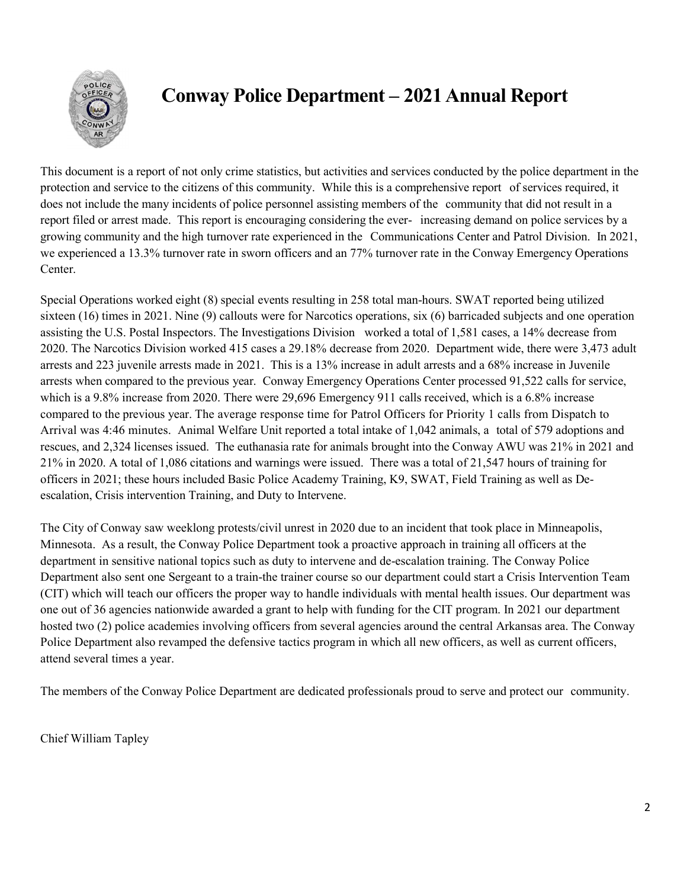# Conway Police Department – 2021 Annual Report

This document is a report of not only crime statistics, but activities and services conducted by the police department in the protection and service to the citizens of this community. While this is a comprehensive report of services required, it does not include the many incidents of police personnel assisting members of the community that did not result in a report filed or arrest made. This report is encouraging considering the ever- increasing demand on police services by a growing community and the high turnover rate experienced in the Communications Center and Patrol Division. In 2021, we experienced a 13.3% turnover rate in sworn officers and an 77% turnover rate in the Conway Emergency Operations Center.

Special Operations worked eight (8) special events resulting in 258 total man-hours. SWAT reported being utilized sixteen (16) times in 2021. Nine (9) callouts were for Narcotics operations, six (6) barricaded subjects and one operation assisting the U.S. Postal Inspectors. The Investigations Division worked a total of 1,581 cases, a 14% decrease from 2020. The Narcotics Division worked 415 cases a 29.18% decrease from 2020. Department wide, there were 3,473 adult arrests and 223 juvenile arrests made in 2021. This is a 13% increase in adult arrests and a 68% increase in Juvenile arrests when compared to the previous year. Conway Emergency Operations Center processed 91,522 calls for service, which is a 9.8% increase from 2020. There were 29,696 Emergency 911 calls received, which is a 6.8% increase compared to the previous year. The average response time for Patrol Officers for Priority 1 calls from Dispatch to Arrival was 4:46 minutes. Animal Welfare Unit reported a total intake of 1,042 animals, a total of 579 adoptions and rescues, and 2,324 licenses issued. The euthanasia rate for animals brought into the Conway AWU was 21% in 2021 and 21% in 2020. A total of 1,086 citations and warnings were issued. There was a total of 21,547 hours of training for officers in 2021; these hours included Basic Police Academy Training, K9, SWAT, Field Training as well as De-escalation, Crisis intervention Training, and Duty to Intervene.

The City of Conway saw weeklong protests/civil unrest in 2020 due to an incident that took place in Minneapolis, Minnesota. As a result, the Conway Police Department took a proactive approach in training all officers at the department in sensitive national topics such as duty to intervene and de-escalation training. The Conway Police Department also sent one Sergeant to a train-the trainer course so our department could start a Crisis Intervention Team (CIT) which will teach our officers the proper way to handle individuals with mental health issues. Our department was one out of 36 agencies nationwide awarded a grant to help with funding for the CIT program. In 2021 our department hosted two (2) police academies involving officers from several agencies around the central Arkansas area. The Conway Police Department also revamped the defensive tactics program in which all new officers, as well as current officers, attend several times a year.

The members of the Conway Police Department are dedicated professionals proud to serve and protect our community.

Chief William Tapley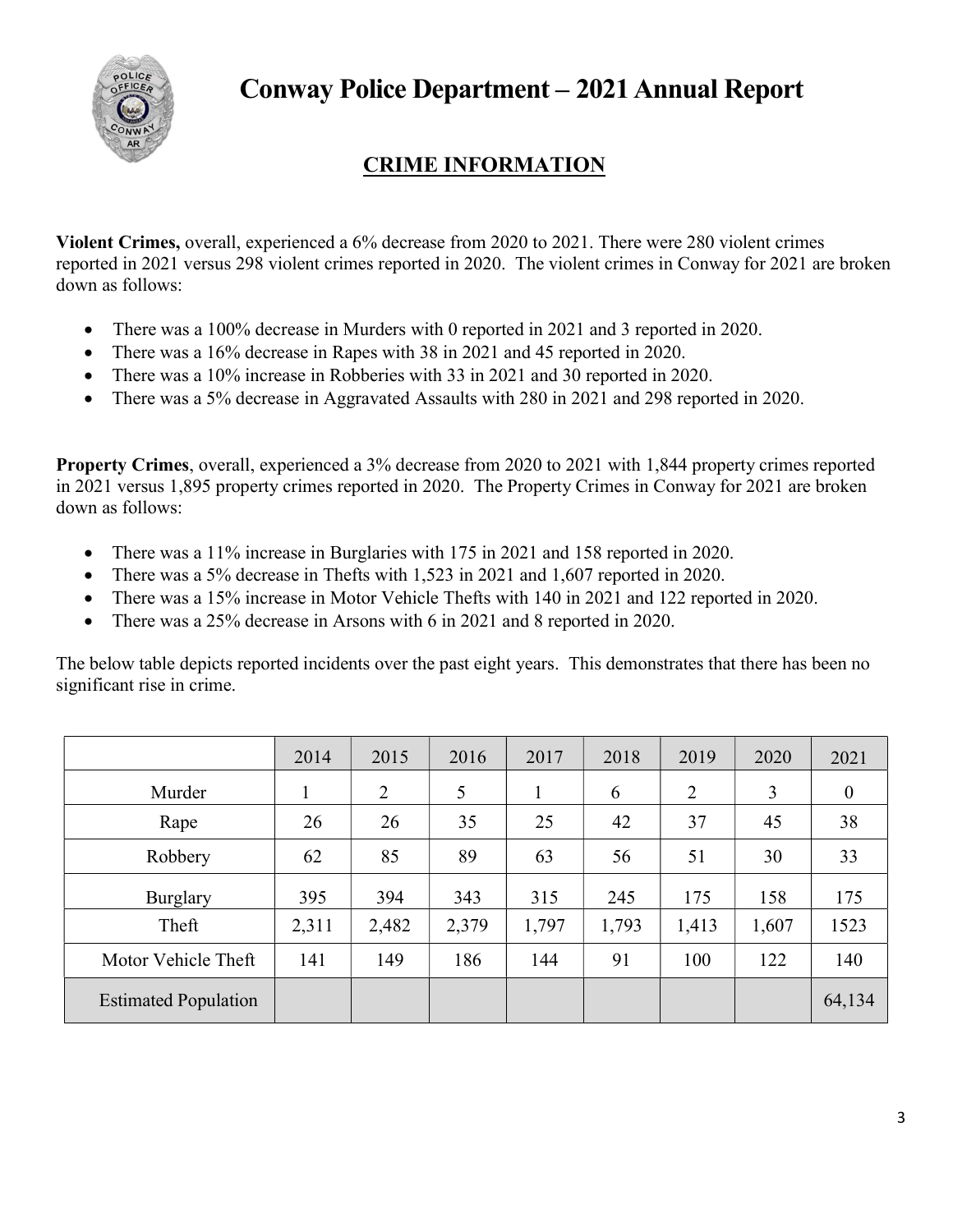# Conway Police Department – 2021 Annual Report

## CRIME INFORMATION

**Violent Crimes,** overall, experienced a 6% decrease from 2020 to 2021. There were 280 violent crimes reported in 2021 versus 298 violent crimes reported in 2020. The violent crimes in Conway for 2021 are broken down as follows:

- There was a 100% decrease in Murders with 0 reported in 2021 and 3 reported in 2020.
- There was a 16% decrease in Rapes with 38 in 2021 and 45 reported in 2020.
- There was a 10% increase in Robberies with 33 in 2021 and 30 reported in 2020.
- There was a 5% decrease in Aggravated Assaults with 280 in 2021 and 298 reported in 2020.

**Property Crimes**, overall, experienced a 3% decrease from 2020 to 2021 with 1,844 property crimes reported in 2021 versus 1,895 property crimes reported in 2020. The Property Crimes in Conway for 2021 are broken down as follows:

- There was a 11% increase in Burglaries with 175 in 2021 and 158 reported in 2020.
- There was a 5% decrease in Thefts with 1,523 in 2021 and 1,607 reported in 2020.
- There was a 15% increase in Motor Vehicle Thefts with 140 in 2021 and 122 reported in 2020.
- There was a 25% decrease in Arsons with 6 in 2021 and 8 reported in 2020.

The below table depicts reported incidents over the past eight years. This demonstrates that there has been no significant rise in crime.

| | 2014 | 2015 | 2016 | 2017 | 2018 | 2019 | 2020 | 2021 |
|---|---|---|---|---|---|---|---|---|
| Murder | 1 | 2 | 5 | 1 | 6 | 2 | 3 | 0 |
| Rape | 26 | 26 | 35 | 25 | 42 | 37 | 45 | 38 |
| Robbery | 62 | 85 | 89 | 63 | 56 | 51 | 30 | 33 |
| Burglary | 395 | 394 | 343 | 315 | 245 | 175 | 158 | 175 |
| Theft | 2,311 | 2,482 | 2,379 | 1,797 | 1,793 | 1,413 | 1,607 | 1523 |
| Motor Vehicle Theft | 141 | 149 | 186 | 144 | 91 | 100 | 122 | 140 |
| Estimated Population | | | | | | | | 64,134 |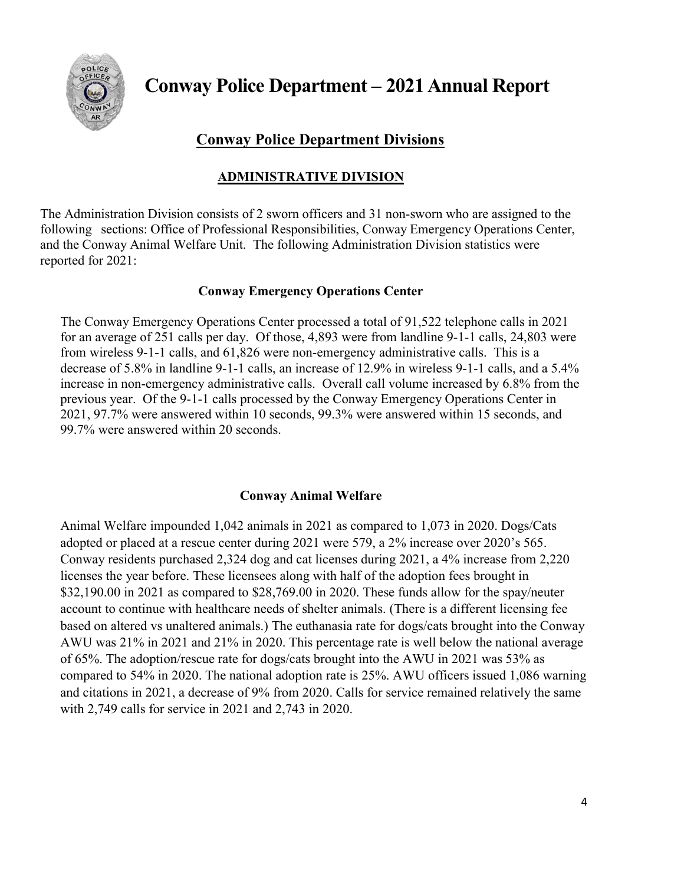# Conway Police Department – 2021 Annual Report

## Conway Police Department Divisions

### ADMINISTRATIVE DIVISION

The Administration Division consists of 2 sworn officers and 31 non-sworn who are assigned to the following sections: Office of Professional Responsibilities, Conway Emergency Operations Center, and the Conway Animal Welfare Unit. The following Administration Division statistics were reported for 2021:

#### Conway Emergency Operations Center

The Conway Emergency Operations Center processed a total of 91,522 telephone calls in 2021 for an average of 251 calls per day. Of those, 4,893 were from landline 9-1-1 calls, 24,803 were from wireless 9-1-1 calls, and 61,826 were non-emergency administrative calls. This is a decrease of 5.8% in landline 9-1-1 calls, an increase of 12.9% in wireless 9-1-1 calls, and a 5.4% increase in non-emergency administrative calls. Overall call volume increased by 6.8% from the previous year. Of the 9-1-1 calls processed by the Conway Emergency Operations Center in 2021, 97.7% were answered within 10 seconds, 99.3% were answered within 15 seconds, and 99.7% were answered within 20 seconds.

#### Conway Animal Welfare

Animal Welfare impounded 1,042 animals in 2021 as compared to 1,073 in 2020. Dogs/Cats adopted or placed at a rescue center during 2021 were 579, a 2% increase over 2020's 565. Conway residents purchased 2,324 dog and cat licenses during 2021, a 4% increase from 2,220 licenses the year before. These licensees along with half of the adoption fees brought in $32,190.00 in 2021 as compared to $28,769.00 in 2020. These funds allow for the spay/neuter account to continue with healthcare needs of shelter animals. (There is a different licensing fee based on altered vs unaltered animals.) The euthanasia rate for dogs/cats brought into the Conway AWU was 21% in 2021 and 21% in 2020. This percentage rate is well below the national average of 65%. The adoption/rescue rate for dogs/cats brought into the AWU in 2021 was 53% as compared to 54% in 2020. The national adoption rate is 25%. AWU officers issued 1,086 warning and citations in 2021, a decrease of 9% from 2020. Calls for service remained relatively the same with 2,749 calls for service in 2021 and 2,743 in 2020.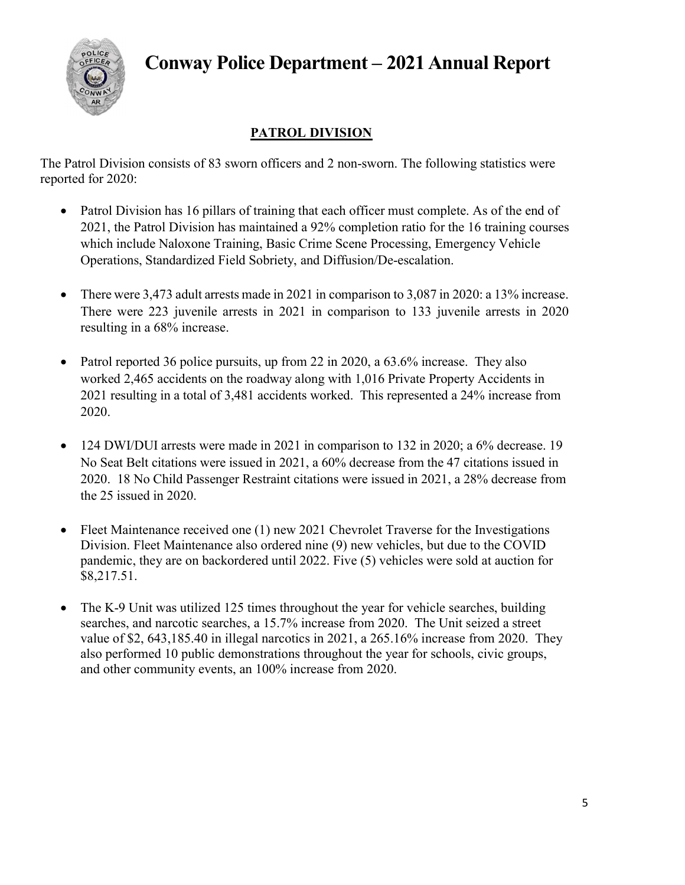## PATROL DIVISION

The Patrol Division consists of 83 sworn officers and 2 non-sworn. The following statistics were reported for 2020:

- Patrol Division has 16 pillars of training that each officer must complete. As of the end of 2021, the Patrol Division has maintained a 92% completion ratio for the 16 training courses which include Naloxone Training, Basic Crime Scene Processing, Emergency Vehicle Operations, Standardized Field Sobriety, and Diffusion/De-escalation.

- There were 3,473 adult arrests made in 2021 in comparison to 3,087 in 2020: a 13% increase. There were 223 juvenile arrests in 2021 in comparison to 133 juvenile arrests in 2020 resulting in a 68% increase.

- Patrol reported 36 police pursuits, up from 22 in 2020, a 63.6% increase. They also worked 2,465 accidents on the roadway along with 1,016 Private Property Accidents in 2021 resulting in a total of 3,481 accidents worked. This represented a 24% increase from 2020.

- 124 DWI/DUI arrests were made in 2021 in comparison to 132 in 2020; a 6% decrease. 19 No Seat Belt citations were issued in 2021, a 60% decrease from the 47 citations issued in 2020. 18 No Child Passenger Restraint citations were issued in 2021, a 28% decrease from the 25 issued in 2020.

- Fleet Maintenance received one (1) new 2021 Chevrolet Traverse for the Investigations Division. Fleet Maintenance also ordered nine (9) new vehicles, but due to the COVID pandemic, they are on backordered until 2022. Five (5) vehicles were sold at auction for $8,217.51.

- The K-9 Unit was utilized 125 times throughout the year for vehicle searches, building searches, and narcotic searches, a 15.7% increase from 2020. The Unit seized a street value of $2, 643,185.40 in illegal narcotics in 2021, a 265.16% increase from 2020. They also performed 10 public demonstrations throughout the year for schools, civic groups, and other community events, an 100% increase from 2020.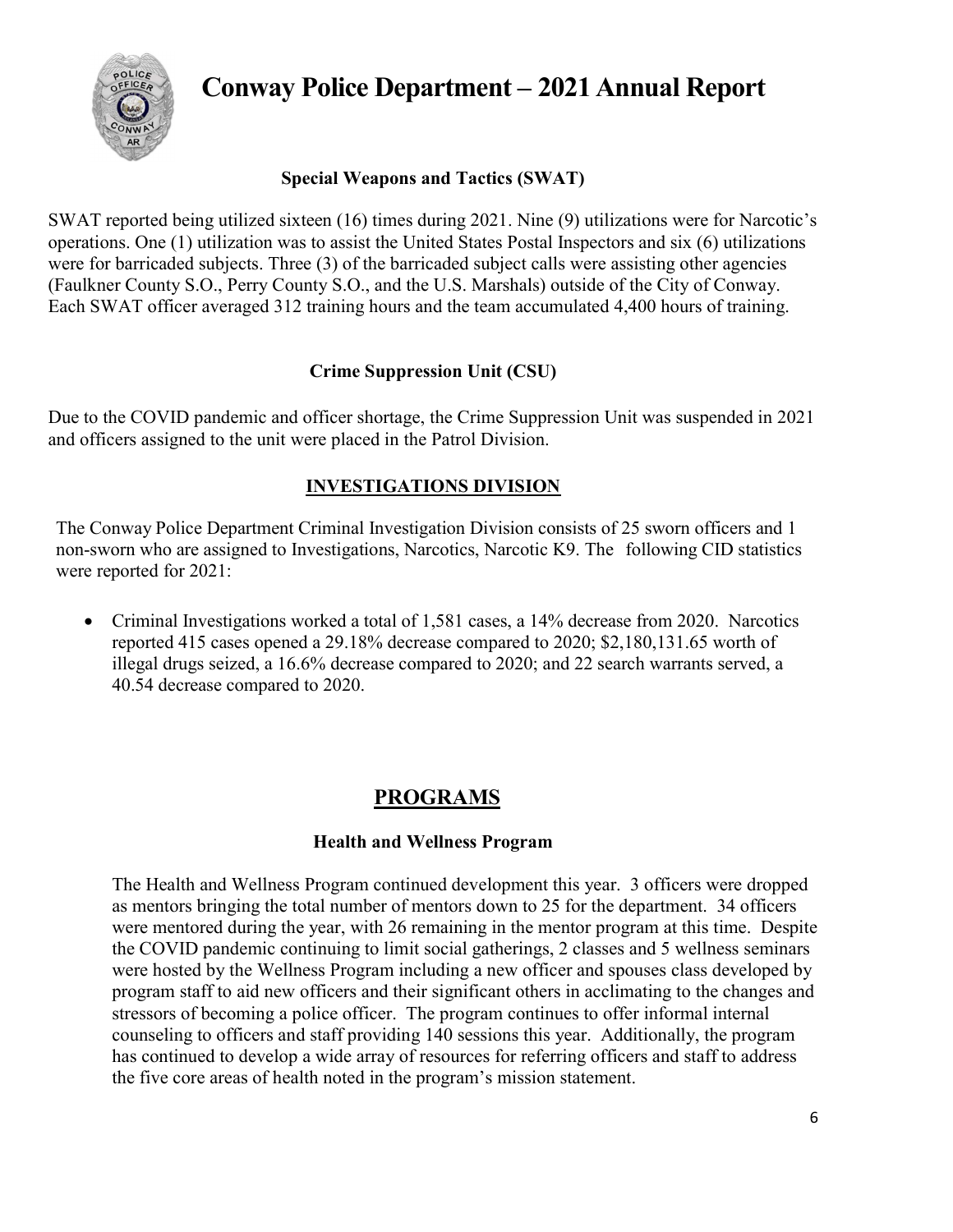### Special Weapons and Tactics (SWAT)

SWAT reported being utilized sixteen (16) times during 2021. Nine (9) utilizations were for Narcotic's operations. One (1) utilization was to assist the United States Postal Inspectors and six (6) utilizations were for barricaded subjects. Three (3) of the barricaded subject calls were assisting other agencies (Faulkner County S.O., Perry County S.O., and the U.S. Marshals) outside of the City of Conway. Each SWAT officer averaged 312 training hours and the team accumulated 4,400 hours of training.

### Crime Suppression Unit (CSU)

Due to the COVID pandemic and officer shortage, the Crime Suppression Unit was suspended in 2021 and officers assigned to the unit were placed in the Patrol Division.

## INVESTIGATIONS DIVISION

The Conway Police Department Criminal Investigation Division consists of 25 sworn officers and 1 non-sworn who are assigned to Investigations, Narcotics, Narcotic K9. The following CID statistics were reported for 2021:

- Criminal Investigations worked a total of 1,581 cases, a 14% decrease from 2020. Narcotics reported 415 cases opened a 29.18% decrease compared to 2020; $2,180,131.65 worth of illegal drugs seized, a 16.6% decrease compared to 2020; and 22 search warrants served, a 40.54 decrease compared to 2020.

## PROGRAMS

### Health and Wellness Program

The Health and Wellness Program continued development this year. 3 officers were dropped as mentors bringing the total number of mentors down to 25 for the department. 34 officers were mentored during the year, with 26 remaining in the mentor program at this time. Despite the COVID pandemic continuing to limit social gatherings, 2 classes and 5 wellness seminars were hosted by the Wellness Program including a new officer and spouses class developed by program staff to aid new officers and their significant others in acclimating to the changes and stressors of becoming a police officer. The program continues to offer informal internal counseling to officers and staff providing 140 sessions this year. Additionally, the program has continued to develop a wide array of resources for referring officers and staff to address the five core areas of health noted in the program's mission statement.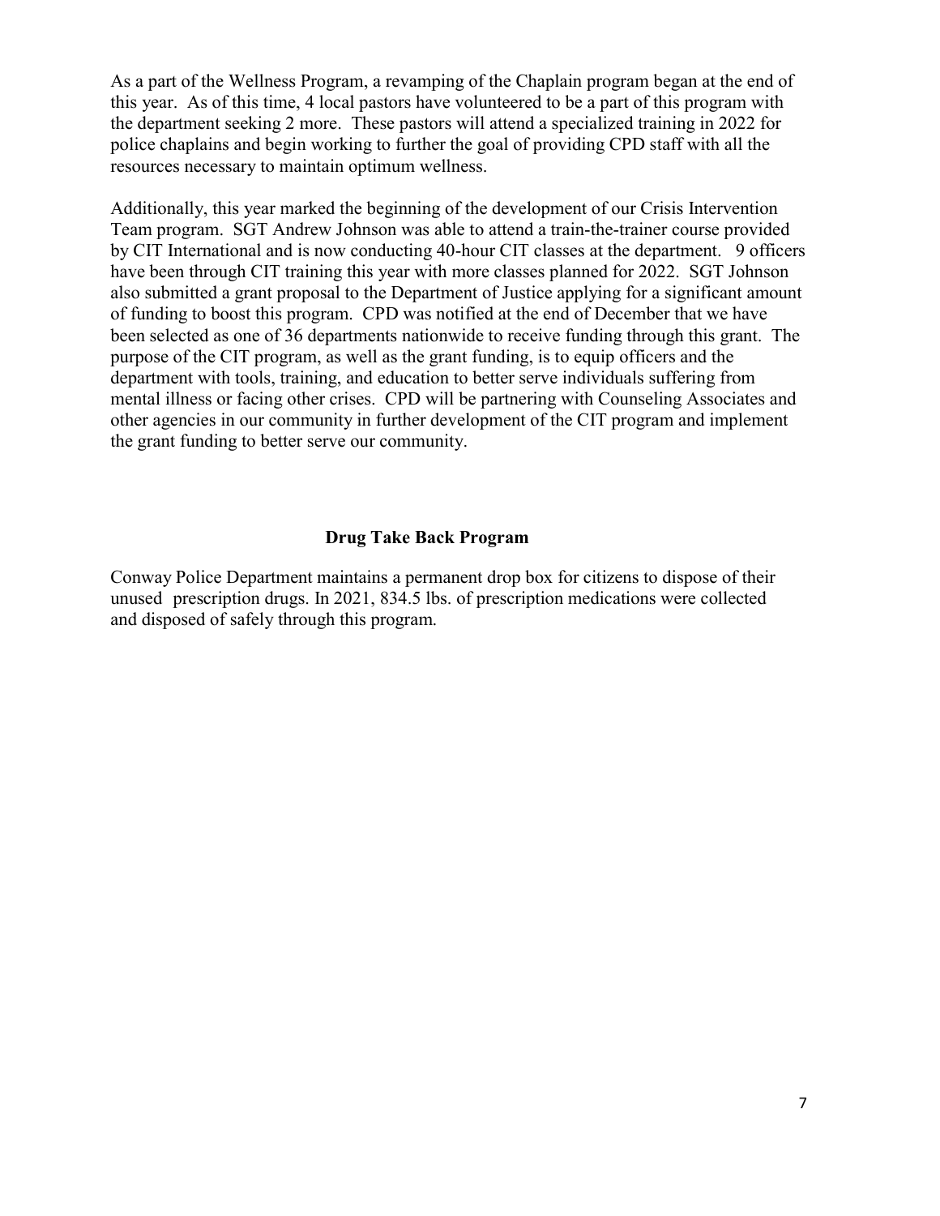As a part of the Wellness Program, a revamping of the Chaplain program began at the end of this year. As of this time, 4 local pastors have volunteered to be a part of this program with the department seeking 2 more. These pastors will attend a specialized training in 2022 for police chaplains and begin working to further the goal of providing CPD staff with all the resources necessary to maintain optimum wellness.

Additionally, this year marked the beginning of the development of our Crisis Intervention Team program. SGT Andrew Johnson was able to attend a train-the-trainer course provided by CIT International and is now conducting 40-hour CIT classes at the department. 9 officers have been through CIT training this year with more classes planned for 2022. SGT Johnson also submitted a grant proposal to the Department of Justice applying for a significant amount of funding to boost this program. CPD was notified at the end of December that we have been selected as one of 36 departments nationwide to receive funding through this grant. The purpose of the CIT program, as well as the grant funding, is to equip officers and the department with tools, training, and education to better serve individuals suffering from mental illness or facing other crises. CPD will be partnering with Counseling Associates and other agencies in our community in further development of the CIT program and implement the grant funding to better serve our community.

## Drug Take Back Program

Conway Police Department maintains a permanent drop box for citizens to dispose of their unused prescription drugs. In 2021, 834.5 lbs. of prescription medications were collected and disposed of safely through this program.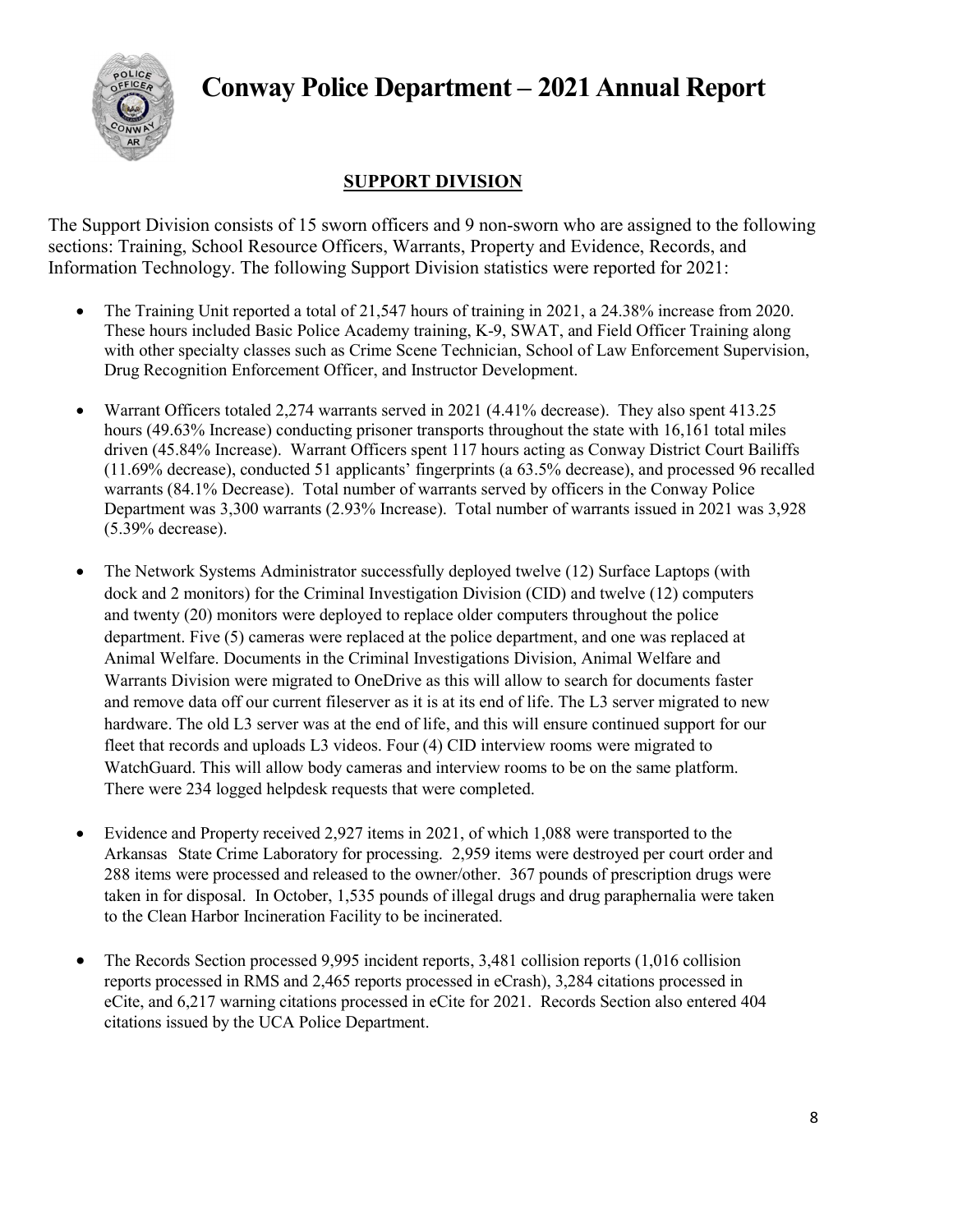// Page 9 of 12: the "Conway Police Department – 2021 Annual Report" banner is a running header repeated on every page, so it is omitted per rule 6; the standalone page number "8" is also omitted.
## SUPPORT DIVISION

The Support Division consists of 15 sworn officers and 9 non-sworn who are assigned to the following sections: Training, School Resource Officers, Warrants, Property and Evidence, Records, and Information Technology. The following Support Division statistics were reported for 2021:

- The Training Unit reported a total of 21,547 hours of training in 2021, a 24.38% increase from 2020. These hours included Basic Police Academy training, K-9, SWAT, and Field Officer Training along with other specialty classes such as Crime Scene Technician, School of Law Enforcement Supervision, Drug Recognition Enforcement Officer, and Instructor Development.

- Warrant Officers totaled 2,274 warrants served in 2021 (4.41% decrease). They also spent 413.25 hours (49.63% Increase) conducting prisoner transports throughout the state with 16,161 total miles driven (45.84% Increase). Warrant Officers spent 117 hours acting as Conway District Court Bailiffs (11.69% decrease), conducted 51 applicants' fingerprints (a 63.5% decrease), and processed 96 recalled warrants (84.1% Decrease). Total number of warrants served by officers in the Conway Police Department was 3,300 warrants (2.93% Increase). Total number of warrants issued in 2021 was 3,928 (5.39% decrease).

- The Network Systems Administrator successfully deployed twelve (12) Surface Laptops (with dock and 2 monitors) for the Criminal Investigation Division (CID) and twelve (12) computers and twenty (20) monitors were deployed to replace older computers throughout the police department. Five (5) cameras were replaced at the police department, and one was replaced at Animal Welfare. Documents in the Criminal Investigations Division, Animal Welfare and Warrants Division were migrated to OneDrive as this will allow to search for documents faster and remove data off our current fileserver as it is at its end of life. The L3 server migrated to new hardware. The old L3 server was at the end of life, and this will ensure continued support for our fleet that records and uploads L3 videos. Four (4) CID interview rooms were migrated to WatchGuard. This will allow body cameras and interview rooms to be on the same platform. There were 234 logged helpdesk requests that were completed.

- Evidence and Property received 2,927 items in 2021, of which 1,088 were transported to the Arkansas State Crime Laboratory for processing. 2,959 items were destroyed per court order and 288 items were processed and released to the owner/other. 367 pounds of prescription drugs were taken in for disposal. In October, 1,535 pounds of illegal drugs and drug paraphernalia were taken to the Clean Harbor Incineration Facility to be incinerated.

- The Records Section processed 9,995 incident reports, 3,481 collision reports (1,016 collision reports processed in RMS and 2,465 reports processed in eCrash), 3,284 citations processed in eCite, and 6,217 warning citations processed in eCite for 2021. Records Section also entered 404 citations issued by the UCA Police Department.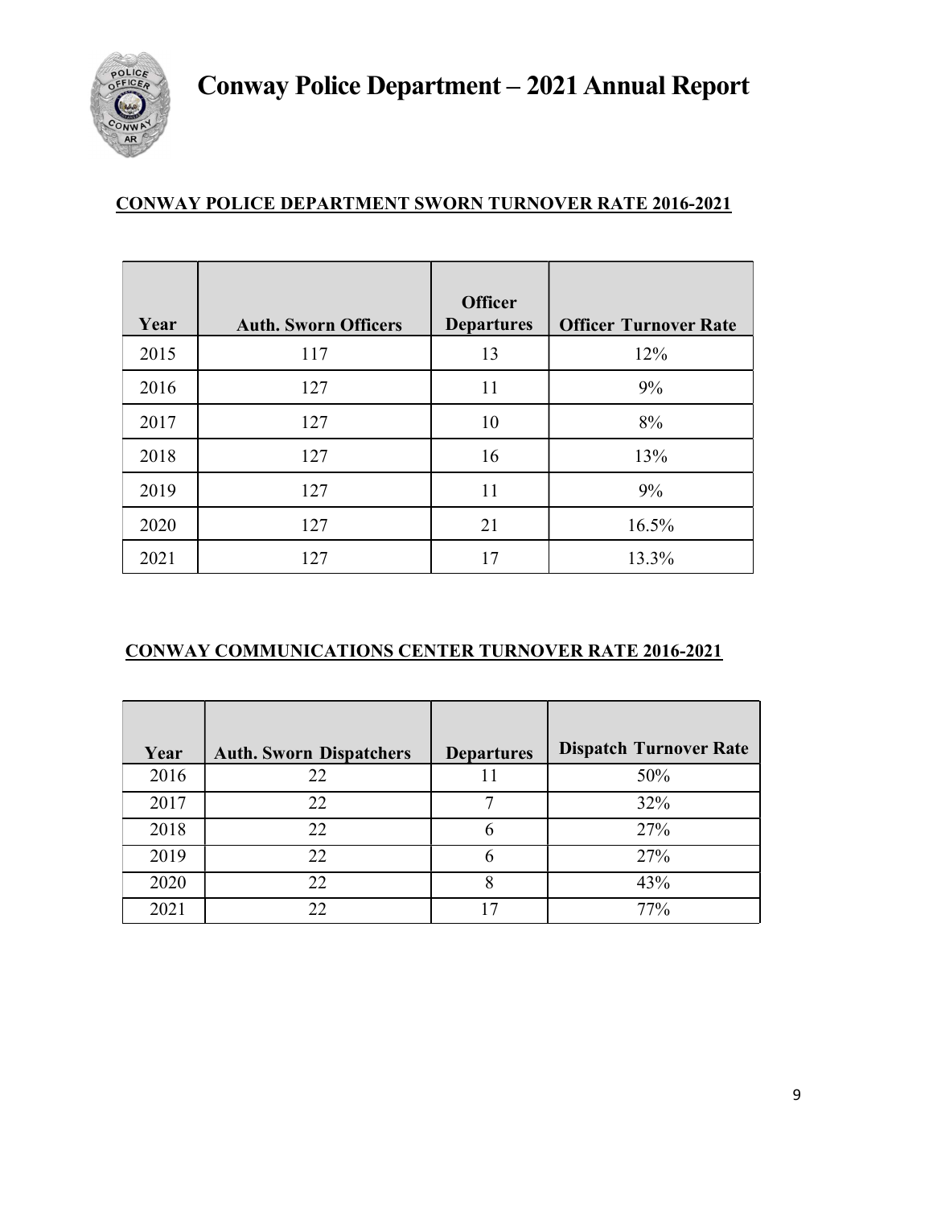# Conway Police Department – 2021 Annual Report

## CONWAY POLICE DEPARTMENT SWORN TURNOVER RATE 2016-2021

| Year | Auth. Sworn Officers | Officer Departures | Officer Turnover Rate |
|---|---|---|---|
| 2015 | 117 | 13 | 12% |
| 2016 | 127 | 11 | 9% |
| 2017 | 127 | 10 | 8% |
| 2018 | 127 | 16 | 13% |
| 2019 | 127 | 11 | 9% |
| 2020 | 127 | 21 | 16.5% |
| 2021 | 127 | 17 | 13.3% |

## CONWAY COMMUNICATIONS CENTER TURNOVER RATE 2016-2021

| Year | Auth. Sworn Dispatchers | Departures | Dispatch Turnover Rate |
|---|---|---|---|
| 2016 | 22 | 11 | 50% |
| 2017 | 22 | 7 | 32% |
| 2018 | 22 | 6 | 27% |
| 2019 | 22 | 6 | 27% |
| 2020 | 22 | 8 | 43% |
| 2021 | 22 | 17 | 77% |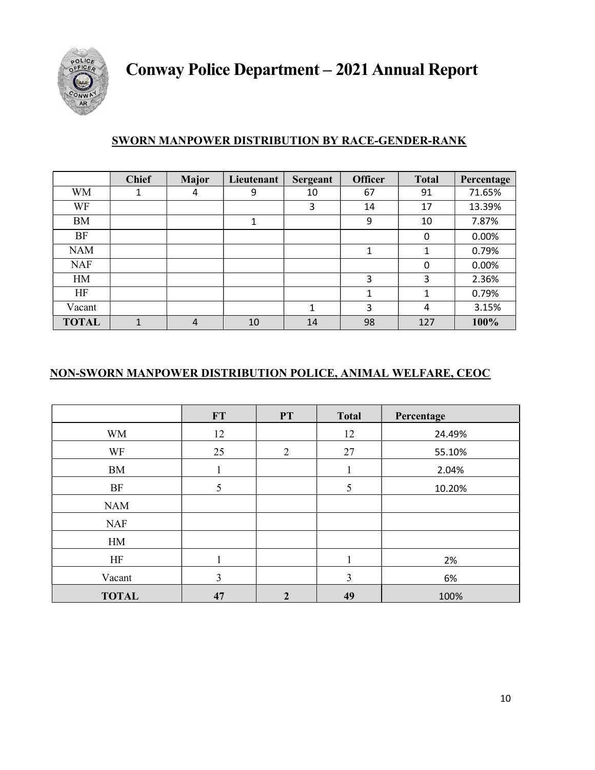# Conway Police Department – 2021 Annual Report

## SWORN MANPOWER DISTRIBUTION BY RACE-GENDER-RANK

| | Chief | Major | Lieutenant | Sergeant | Officer | Total | Percentage |
|---|---|---|---|---|---|---|---|
| WM | 1 | 4 | 9 | 10 | 67 | 91 | 71.65% |
| WF | | | | 3 | 14 | 17 | 13.39% |
| BM | | | 1 | | 9 | 10 | 7.87% |
| BF | | | | | | 0 | 0.00% |
| NAM | | | | | 1 | 1 | 0.79% |
| NAF | | | | | | 0 | 0.00% |
| HM | | | | | 3 | 3 | 2.36% |
| HF | | | | | 1 | 1 | 0.79% |
| Vacant | | | | 1 | 3 | 4 | 3.15% |
| **TOTAL** | 1 | 4 | 10 | 14 | 98 | 127 | **100%** |

## NON-SWORN MANPOWER DISTRIBUTION POLICE, ANIMAL WELFARE, CEOC

| | FT | PT | Total | Percentage |
|---|---|---|---|---|
| WM | 12 | | 12 | 24.49% |
| WF | 25 | 2 | 27 | 55.10% |
| BM | 1 | | 1 | 2.04% |
| BF | 5 | | 5 | 10.20% |
| NAM | | | | |
| NAF | | | | |
| HM | | | | |
| HF | 1 | | 1 | 2% |
| Vacant | 3 | | 3 | 6% |
| **TOTAL** | **47** | **2** | **49** | 100% |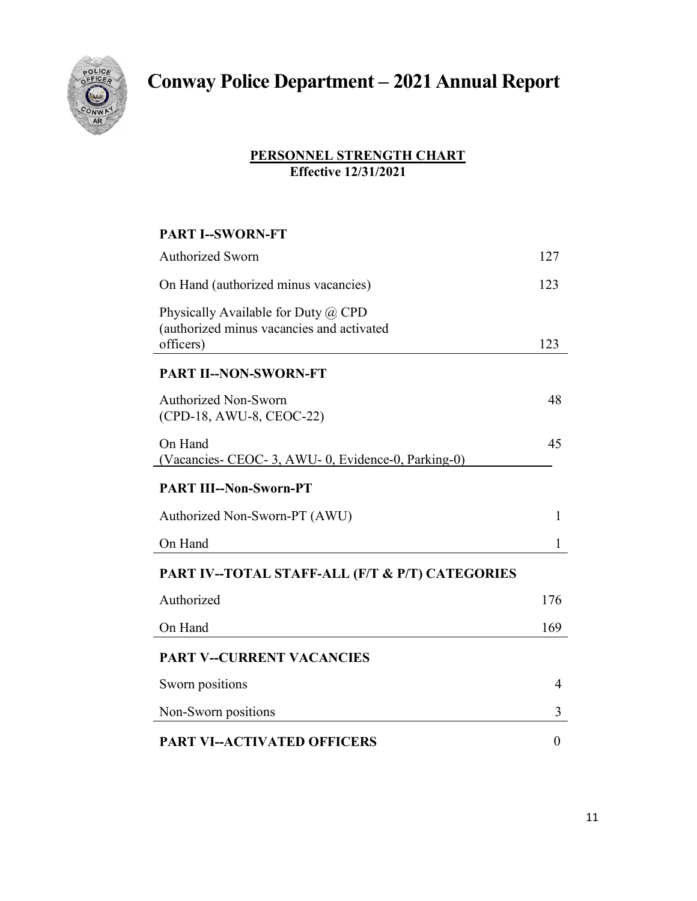# Conway Police Department – 2021 Annual Report

## PERSONNEL STRENGTH CHART

**Effective 12/31/2021**

| | |
|---|---|
| **PART I--SWORN-FT** | |
| Authorized Sworn | 127 |
| On Hand (authorized minus vacancies) | 123 |
| Physically Available for Duty @ CPD (authorized minus vacancies and activated officers) | 123 |
| **PART II--NON-SWORN-FT** | |
| Authorized Non-Sworn (CPD-18, AWU-8, CEOC-22) | 48 |
| On Hand (Vacancies- CEOC- 3, AWU- 0, Evidence-0, Parking-0) | 45 |
| **PART III--Non-Sworn-PT** | |
| Authorized Non-Sworn-PT (AWU) | 1 |
| On Hand | 1 |
| **PART IV--TOTAL STAFF-ALL (F/T & P/T) CATEGORIES** | |
| Authorized | 176 |
| On Hand | 169 |
| **PART V--CURRENT VACANCIES** | |
| Sworn positions | 4 |
| Non-Sworn positions | 3 |
| **PART VI--ACTIVATED OFFICERS** | 0 |